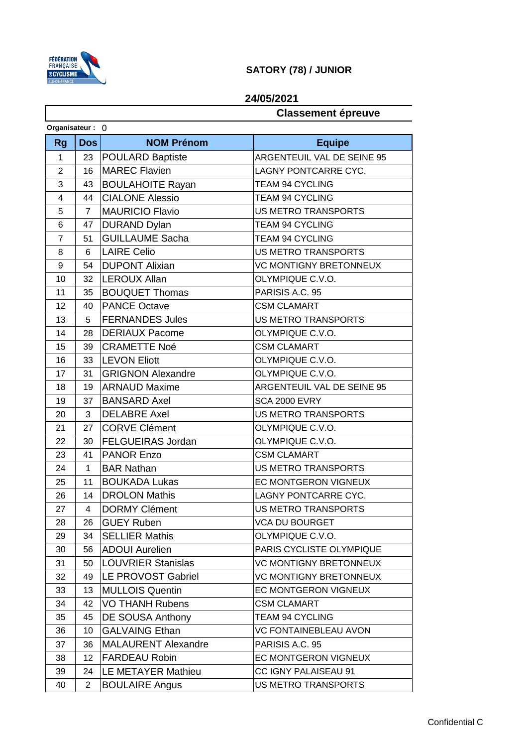# SATORY (78) / JUNIOR

**24/05/2021**

**Classement épreuve**

**Organisateur :** 0

| Rg | Dos | NOM Prénom | Equipe |
|---|---|---|---|
| 1 | 23 | POULARD Baptiste | ARGENTEUIL VAL DE SEINE 95 |
| 2 | 16 | MAREC Flavien | LAGNY PONTCARRE CYC. |
| 3 | 43 | BOULAHOITE Rayan | TEAM 94 CYCLING |
| 4 | 44 | CIALONE Alessio | TEAM 94 CYCLING |
| 5 | 7 | MAURICIO Flavio | US METRO TRANSPORTS |
| 6 | 47 | DURAND Dylan | TEAM 94 CYCLING |
| 7 | 51 | GUILLAUME Sacha | TEAM 94 CYCLING |
| 8 | 6 | LAIRE Celio | US METRO TRANSPORTS |
| 9 | 54 | DUPONT Alixian | VC MONTIGNY BRETONNEUX |
| 10 | 32 | LEROUX Allan | OLYMPIQUE C.V.O. |
| 11 | 35 | BOUQUET Thomas | PARISIS A.C. 95 |
| 12 | 40 | PANCE Octave | CSM CLAMART |
| 13 | 5 | FERNANDES Jules | US METRO TRANSPORTS |
| 14 | 28 | DERIAUX Pacome | OLYMPIQUE C.V.O. |
| 15 | 39 | CRAMETTE Noé | CSM CLAMART |
| 16 | 33 | LEVON Eliott | OLYMPIQUE C.V.O. |
| 17 | 31 | GRIGNON Alexandre | OLYMPIQUE C.V.O. |
| 18 | 19 | ARNAUD Maxime | ARGENTEUIL VAL DE SEINE 95 |
| 19 | 37 | BANSARD Axel | SCA 2000 EVRY |
| 20 | 3 | DELABRE Axel | US METRO TRANSPORTS |
| 21 | 27 | CORVE Clément | OLYMPIQUE C.V.O. |
| 22 | 30 | FELGUEIRAS Jordan | OLYMPIQUE C.V.O. |
| 23 | 41 | PANOR Enzo | CSM CLAMART |
| 24 | 1 | BAR Nathan | US METRO TRANSPORTS |
| 25 | 11 | BOUKADA Lukas | EC MONTGERON VIGNEUX |
| 26 | 14 | DROLON Mathis | LAGNY PONTCARRE CYC. |
| 27 | 4 | DORMY Clément | US METRO TRANSPORTS |
| 28 | 26 | GUEY Ruben | VCA DU BOURGET |
| 29 | 34 | SELLIER Mathis | OLYMPIQUE C.V.O. |
| 30 | 56 | ADOUI Aurelien | PARIS CYCLISTE OLYMPIQUE |
| 31 | 50 | LOUVRIER Stanislas | VC MONTIGNY BRETONNEUX |
| 32 | 49 | LE PROVOST Gabriel | VC MONTIGNY BRETONNEUX |
| 33 | 13 | MULLOIS Quentin | EC MONTGERON VIGNEUX |
| 34 | 42 | VO THANH Rubens | CSM CLAMART |
| 35 | 45 | DE SOUSA Anthony | TEAM 94 CYCLING |
| 36 | 10 | GALVAING Ethan | VC FONTAINEBLEAU AVON |
| 37 | 36 | MALAURENT Alexandre | PARISIS A.C. 95 |
| 38 | 12 | FARDEAU Robin | EC MONTGERON VIGNEUX |
| 39 | 24 | LE METAYER Mathieu | CC IGNY PALAISEAU 91 |
| 40 | 2 | BOULAIRE Angus | US METRO TRANSPORTS |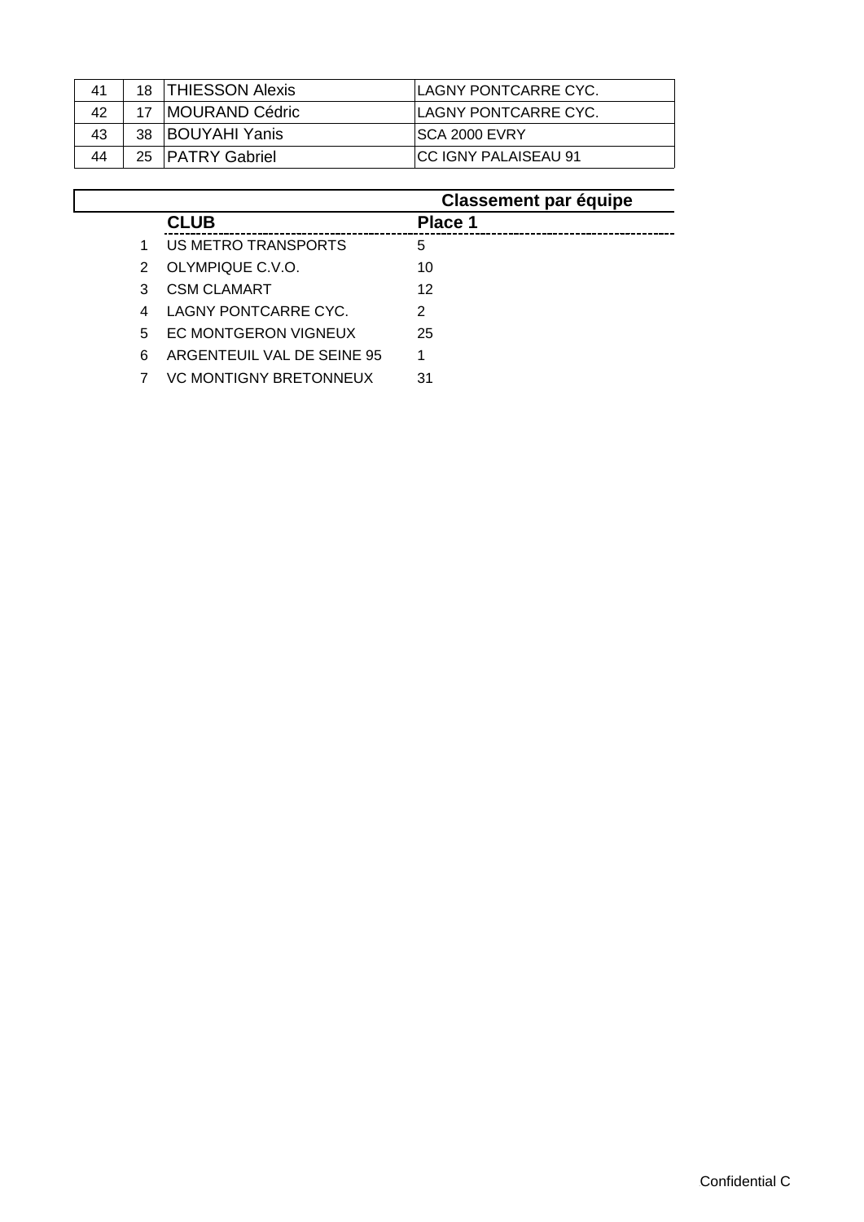| | | | |
|---|---|---|---|
| 41 | 18 | THIESSON Alexis | LAGNY PONTCARRE CYC. |
| 42 | 17 | MOURAND Cédric | LAGNY PONTCARRE CYC. |
| 43 | 38 | BOUYAHI Yanis | SCA 2000 EVRY |
| 44 | 25 | PATRY Gabriel | CC IGNY PALAISEAU 91 |

## Classement par équipe

| | CLUB | Place 1 |
|---|---|---|
| 1 | US METRO TRANSPORTS | 5 |
| 2 | OLYMPIQUE C.V.O. | 10 |
| 3 | CSM CLAMART | 12 |
| 4 | LAGNY PONTCARRE CYC. | 2 |
| 5 | EC MONTGERON VIGNEUX | 25 |
| 6 | ARGENTEUIL VAL DE SEINE 95 | 1 |
| 7 | VC MONTIGNY BRETONNEUX | 31 |

Confidential C